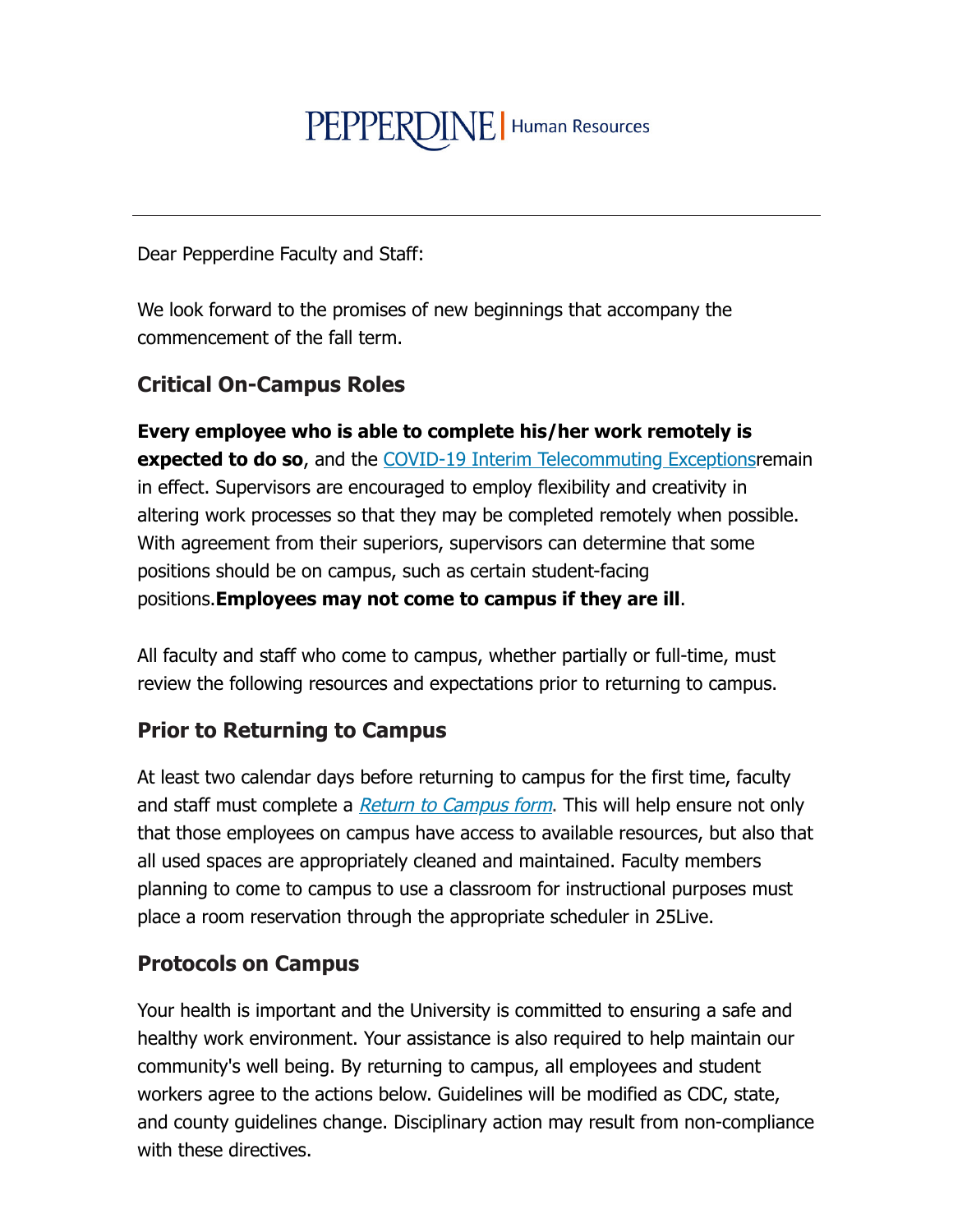PEPPERDINE | Human Resources

---

Dear Pepperdine Faculty and Staff:

We look forward to the promises of new beginnings that accompany the commencement of the fall term.

## Critical On-Campus Roles

**Every employee who is able to complete his/her work remotely is expected to do so**, and the COVID-19 Interim Telecommuting Exceptionsremain in effect. Supervisors are encouraged to employ flexibility and creativity in altering work processes so that they may be completed remotely when possible. With agreement from their superiors, supervisors can determine that some positions should be on campus, such as certain student-facing positions.**Employees may not come to campus if they are ill**.

All faculty and staff who come to campus, whether partially or full-time, must review the following resources and expectations prior to returning to campus.

## Prior to Returning to Campus

At least two calendar days before returning to campus for the first time, faculty and staff must complete a *Return to Campus form*. This will help ensure not only that those employees on campus have access to available resources, but also that all used spaces are appropriately cleaned and maintained. Faculty members planning to come to campus to use a classroom for instructional purposes must place a room reservation through the appropriate scheduler in 25Live.

## Protocols on Campus

Your health is important and the University is committed to ensuring a safe and healthy work environment. Your assistance is also required to help maintain our community's well being. By returning to campus, all employees and student workers agree to the actions below. Guidelines will be modified as CDC, state, and county guidelines change. Disciplinary action may result from non-compliance with these directives.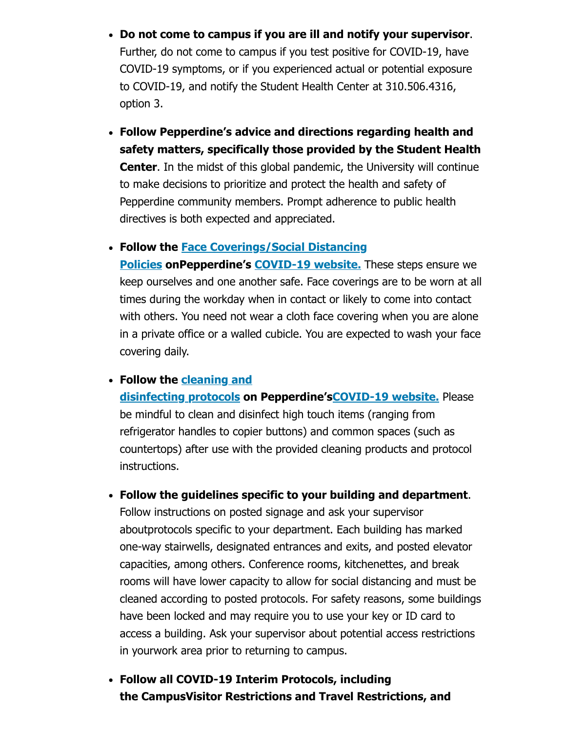- **Do not come to campus if you are ill and notify your supervisor**. Further, do not come to campus if you test positive for COVID-19, have COVID-19 symptoms, or if you experienced actual or potential exposure to COVID-19, and notify the Student Health Center at 310.506.4316, option 3.

- **Follow Pepperdine's advice and directions regarding health and safety matters, specifically those provided by the Student Health Center**. In the midst of this global pandemic, the University will continue to make decisions to prioritize and protect the health and safety of Pepperdine community members. Prompt adherence to public health directives is both expected and appreciated.

- **Follow the Face Coverings/Social Distancing Policies onPepperdine's COVID-19 website.** These steps ensure we keep ourselves and one another safe. Face coverings are to be worn at all times during the workday when in contact or likely to come into contact with others. You need not wear a cloth face covering when you are alone in a private office or a walled cubicle. You are expected to wash your face covering daily.

- **Follow the cleaning and disinfecting protocols on Pepperdine'sCOVID-19 website.** Please be mindful to clean and disinfect high touch items (ranging from refrigerator handles to copier buttons) and common spaces (such as countertops) after use with the provided cleaning products and protocol instructions.

- **Follow the guidelines specific to your building and department**. Follow instructions on posted signage and ask your supervisor aboutprotocols specific to your department. Each building has marked one-way stairwells, designated entrances and exits, and posted elevator capacities, among others. Conference rooms, kitchenettes, and break rooms will have lower capacity to allow for social distancing and must be cleaned according to posted protocols. For safety reasons, some buildings have been locked and may require you to use your key or ID card to access a building. Ask your supervisor about potential access restrictions in yourwork area prior to returning to campus.

- **Follow all COVID-19 Interim Protocols, including the CampusVisitor Restrictions and Travel Restrictions, and**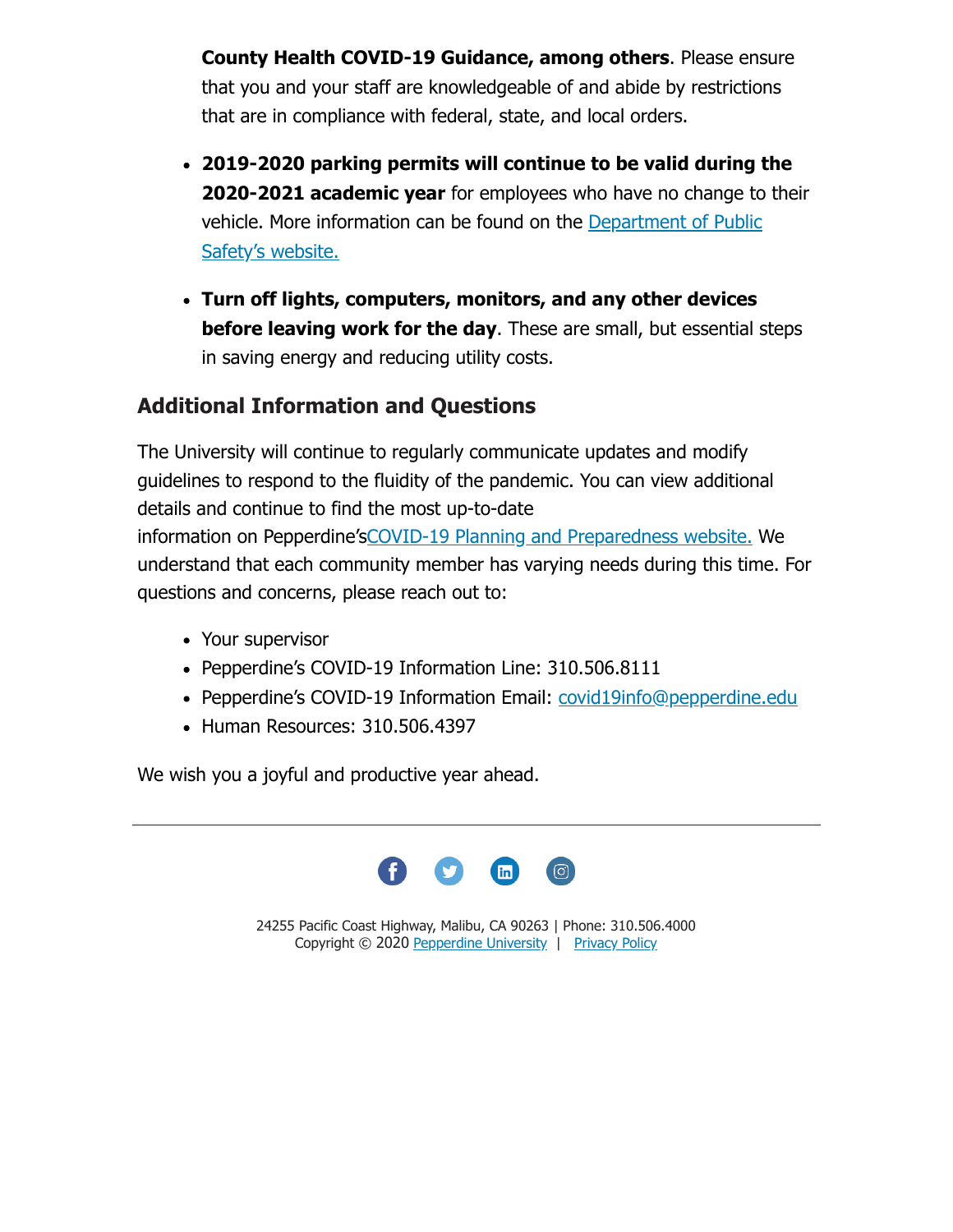**County Health COVID-19 Guidance, among others**. Please ensure that you and your staff are knowledgeable of and abide by restrictions that are in compliance with federal, state, and local orders.

- **2019-2020 parking permits will continue to be valid during the 2020-2021 academic year** for employees who have no change to their vehicle. More information can be found on the Department of Public Safety's website.
- **Turn off lights, computers, monitors, and any other devices before leaving work for the day**. These are small, but essential steps in saving energy and reducing utility costs.

## Additional Information and Questions

The University will continue to regularly communicate updates and modify guidelines to respond to the fluidity of the pandemic. You can view additional details and continue to find the most up-to-date information on Pepperdine'sCOVID-19 Planning and Preparedness website. We understand that each community member has varying needs during this time. For questions and concerns, please reach out to:

- Your supervisor
- Pepperdine's COVID-19 Information Line: 310.506.8111
- Pepperdine's COVID-19 Information Email: covid19info@pepperdine.edu
- Human Resources: 310.506.4397

We wish you a joyful and productive year ahead.

---

24255 Pacific Coast Highway, Malibu, CA 90263 | Phone: 310.506.4000
Copyright © 2020 Pepperdine University | Privacy Policy